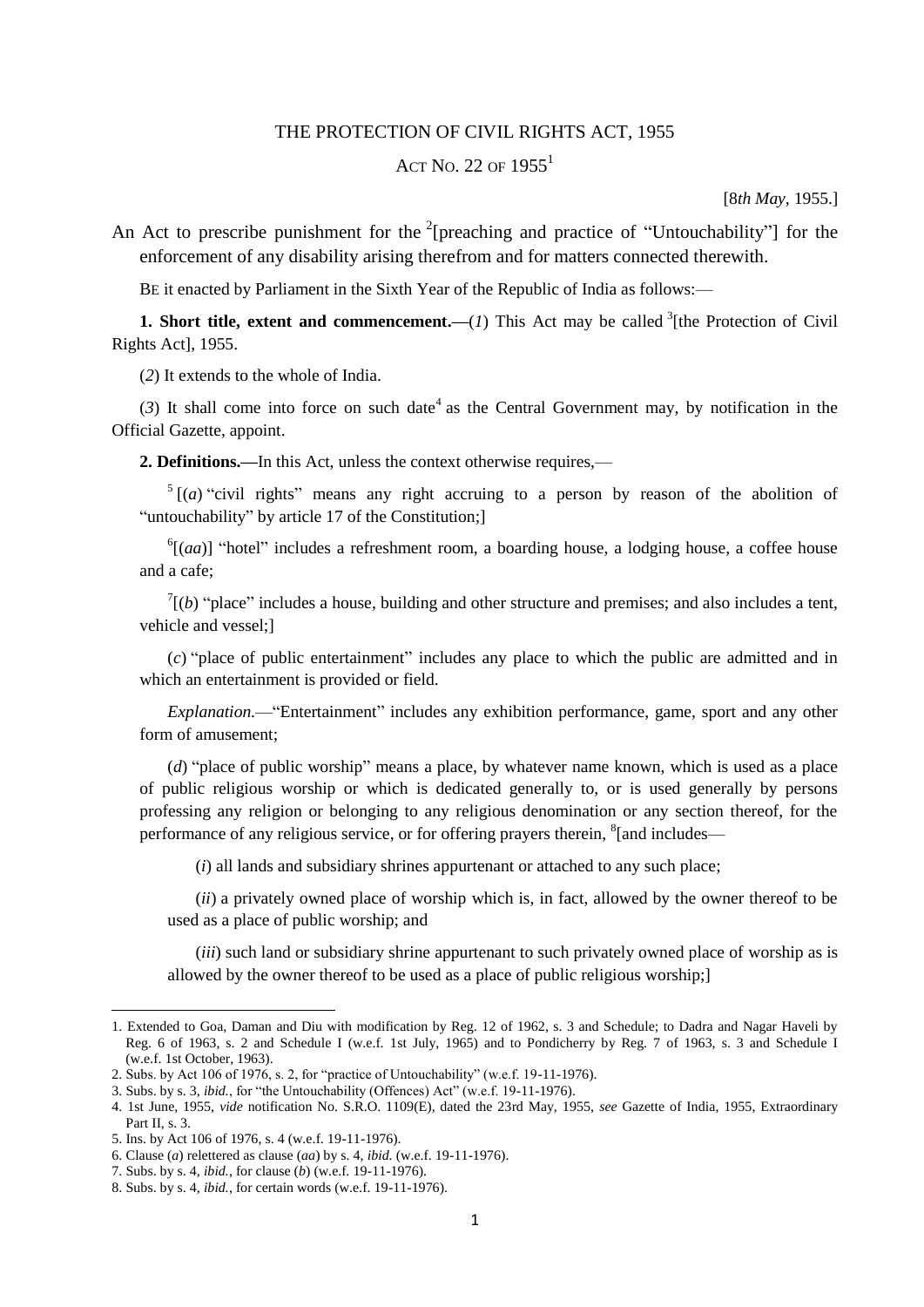# THE PROTECTION OF CIVIL RIGHTS ACT, 1955

## ACT NO. 22 OF 1955[1]

[*8th May*, 1955.]

An Act to prescribe punishment for the [2][preaching and practice of "Untouchability"] for the enforcement of any disability arising therefrom and for matters connected therewith.

BE it enacted by Parliament in the Sixth Year of the Republic of India as follows:—

**1. Short title, extent and commencement.**—(*1*) This Act may be called [3][the Protection of Civil Rights Act], 1955.

(*2*) It extends to the whole of India.

(*3*) It shall come into force on such date[4] as the Central Government may, by notification in the Official Gazette, appoint.

**2. Definitions.**—In this Act, unless the context otherwise requires,—

[5][(*a*) "civil rights" means any right accruing to a person by reason of the abolition of "untouchability" by article 17 of the Constitution;]

[6][(*aa*)] "hotel" includes a refreshment room, a boarding house, a lodging house, a coffee house and a cafe;

[7][(*b*) "place" includes a house, building and other structure and premises; and also includes a tent, vehicle and vessel;]

(*c*) "place of public entertainment" includes any place to which the public are admitted and in which an entertainment is provided or field.

*Explanation*.—"Entertainment" includes any exhibition performance, game, sport and any other form of amusement;

(*d*) "place of public worship" means a place, by whatever name known, which is used as a place of public religious worship or which is dedicated generally to, or is used generally by persons professing any religion or belonging to any religious denomination or any section thereof, for the performance of any religious service, or for offering prayers therein, [8][and includes—

(*i*) all lands and subsidiary shrines appurtenant or attached to any such place;

(*ii*) a privately owned place of worship which is, in fact, allowed by the owner thereof to be used as a place of public worship; and

(*iii*) such land or subsidiary shrine appurtenant to such privately owned place of worship as is allowed by the owner thereof to be used as a place of public religious worship;]

---

1. Extended to Goa, Daman and Diu with modification by Reg. 12 of 1962, s. 3 and Schedule; to Dadra and Nagar Haveli by Reg. 6 of 1963, s. 2 and Schedule I (w.e.f. 1st July, 1965) and to Pondicherry by Reg. 7 of 1963, s. 3 and Schedule I (w.e.f. 1st October, 1963).
2. Subs. by Act 106 of 1976, s. 2, for "practice of Untouchability" (w.e.f. 19-11-1976).
3. Subs. by s. 3, *ibid.*, for "the Untouchability (Offences) Act" (w.e.f. 19-11-1976).
4. 1st June, 1955, *vide* notification No. S.R.O. 1109(E), dated the 23rd May, 1955, *see* Gazette of India, 1955, Extraordinary Part II, s. 3.
5. Ins. by Act 106 of 1976, s. 4 (w.e.f. 19-11-1976).
6. Clause (*a*) relettered as clause (*aa*) by s. 4, *ibid.* (w.e.f. 19-11-1976).
7. Subs. by s. 4, *ibid.*, for clause (*b*) (w.e.f. 19-11-1976).
8. Subs. by s. 4, *ibid.*, for certain words (w.e.f. 19-11-1976).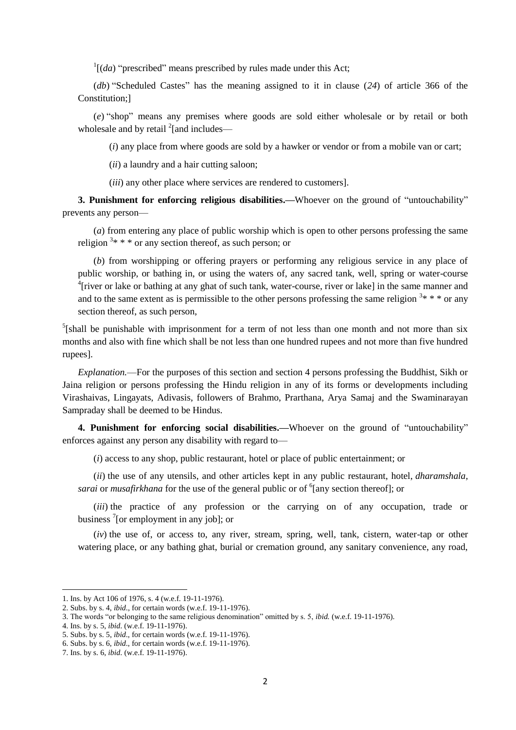[1][(*da*) "prescribed" means prescribed by rules made under this Act;

(*db*) "Scheduled Castes" has the meaning assigned to it in clause (*24*) of article 366 of the Constitution;]

(*e*) "shop" means any premises where goods are sold either wholesale or by retail or both wholesale and by retail [2][and includes—

(*i*) any place from where goods are sold by a hawker or vendor or from a mobile van or cart;

(*ii*) a laundry and a hair cutting saloon;

(*iii*) any other place where services are rendered to customers].

**3. Punishment for enforcing religious disabilities.—**Whoever on the ground of "untouchability" prevents any person—

(*a*) from entering any place of public worship which is open to other persons professing the same religion [3]* * * or any section thereof, as such person; or

(*b*) from worshipping or offering prayers or performing any religious service in any place of public worship, or bathing in, or using the waters of, any sacred tank, well, spring or water-course [4][river or lake or bathing at any ghat of such tank, water-course, river or lake] in the same manner and and to the same extent as is permissible to the other persons professing the same religion [3]* * * or any section thereof, as such person,

[5][shall be punishable with imprisonment for a term of not less than one month and not more than six months and also with fine which shall be not less than one hundred rupees and not more than five hundred rupees].

*Explanation.*—For the purposes of this section and section 4 persons professing the Buddhist, Sikh or Jaina religion or persons professing the Hindu religion in any of its forms or developments including Virashaivas, Lingayats, Adivasis, followers of Brahmo, Prarthana, Arya Samaj and the Swaminarayan Sampraday shall be deemed to be Hindus.

**4. Punishment for enforcing social disabilities.—**Whoever on the ground of "untouchability" enforces against any person any disability with regard to—

(*i*) access to any shop, public restaurant, hotel or place of public entertainment; or

(*ii*) the use of any utensils, and other articles kept in any public restaurant, hotel, *dharamshala, sarai* or *musafirkhana* for the use of the general public or of [6][any section thereof]; or

(*iii*) the practice of any profession or the carrying on of any occupation, trade or business [7][or employment in any job]; or

(*iv*) the use of, or access to, any river, stream, spring, well, tank, cistern, water-tap or other watering place, or any bathing ghat, burial or cremation ground, any sanitary convenience, any road,

---

1. Ins. by Act 106 of 1976, s. 4 (w.e.f. 19-11-1976).
2. Subs. by s. 4, *ibid*., for certain words (w.e.f. 19-11-1976).
3. The words "or belonging to the same religious denomination" omitted by s. 5, *ibid.* (w.e.f. 19-11-1976).
4. Ins. by s. 5, *ibid*. (w.e.f. 19-11-1976).
5. Subs. by s. 5, *ibid*., for certain words (w.e.f. 19-11-1976).
6. Subs. by s. 6, *ibid*., for certain words (w.e.f. 19-11-1976).
7. Ins. by s. 6, *ibid*. (w.e.f. 19-11-1976).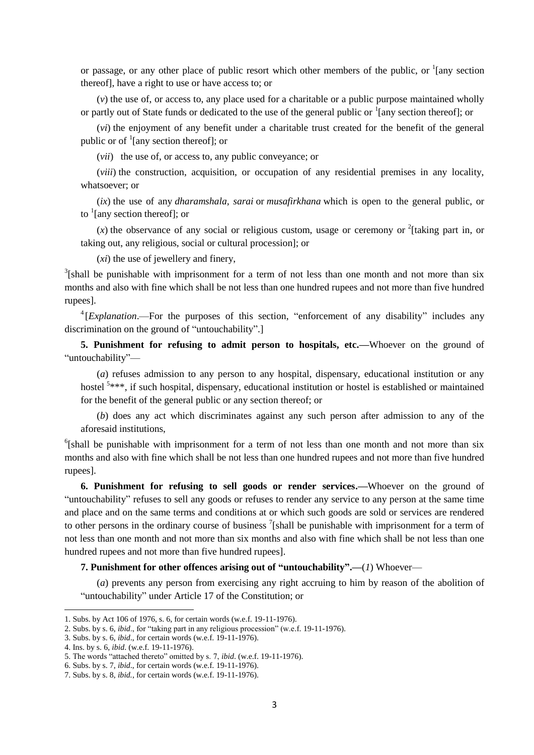or passage, or any other place of public resort which other members of the public, or [1][any section thereof], have a right to use or have access to; or

(*v*) the use of, or access to, any place used for a charitable or a public purpose maintained wholly or partly out of State funds or dedicated to the use of the general public or [1][any section thereof]; or

(*vi*) the enjoyment of any benefit under a charitable trust created for the benefit of the general public or of [1][any section thereof]; or

(*vii*) the use of, or access to, any public conveyance; or

(*viii*) the construction, acquisition, or occupation of any residential premises in any locality, whatsoever; or

(*ix*) the use of any *dharamshala*, *sarai* or *musafirkhana* which is open to the general public, or to [1][any section thereof]; or

(*x*) the observance of any social or religious custom, usage or ceremony or [2][taking part in, or taking out, any religious, social or cultural procession]; or

(*xi*) the use of jewellery and finery,

[3][shall be punishable with imprisonment for a term of not less than one month and not more than six months and also with fine which shall be not less than one hundred rupees and not more than five hundred rupees].

[4][*Explanation*.—For the purposes of this section, "enforcement of any disability" includes any discrimination on the ground of "untouchability".]

**5. Punishment for refusing to admit person to hospitals, etc.—**Whoever on the ground of "untouchability"—

(*a*) refuses admission to any person to any hospital, dispensary, educational institution or any hostel [5]***, if such hospital, dispensary, educational institution or hostel is established or maintained for the benefit of the general public or any section thereof; or

(*b*) does any act which discriminates against any such person after admission to any of the aforesaid institutions,

[6][shall be punishable with imprisonment for a term of not less than one month and not more than six months and also with fine which shall be not less than one hundred rupees and not more than five hundred rupees].

**6. Punishment for refusing to sell goods or render services.—**Whoever on the ground of "untouchability" refuses to sell any goods or refuses to render any service to any person at the same time and place and on the same terms and conditions at or which such goods are sold or services are rendered to other persons in the ordinary course of business [7][shall be punishable with imprisonment for a term of not less than one month and not more than six months and also with fine which shall be not less than one hundred rupees and not more than five hundred rupees].

**7. Punishment for other offences arising out of "untouchability".—**(*1*) Whoever—

(*a*) prevents any person from exercising any right accruing to him by reason of the abolition of "untouchability" under Article 17 of the Constitution; or

---

1. Subs. by Act 106 of 1976, s. 6, for certain words (w.e.f. 19-11-1976).
2. Subs. by s. 6, *ibid*., for "taking part in any religious procession" (w.e.f. 19-11-1976).
3. Subs. by s. 6, *ibid*., for certain words (w.e.f. 19-11-1976).
4. Ins. by s. 6, *ibid*. (w.e.f. 19-11-1976).
5. The words "attached thereto" omitted by s. 7, *ibid.* (w.e.f. 19-11-1976).
6. Subs. by s. 7, *ibid*., for certain words (w.e.f. 19-11-1976).
7. Subs. by s. 8, *ibid.*, for certain words (w.e.f. 19-11-1976).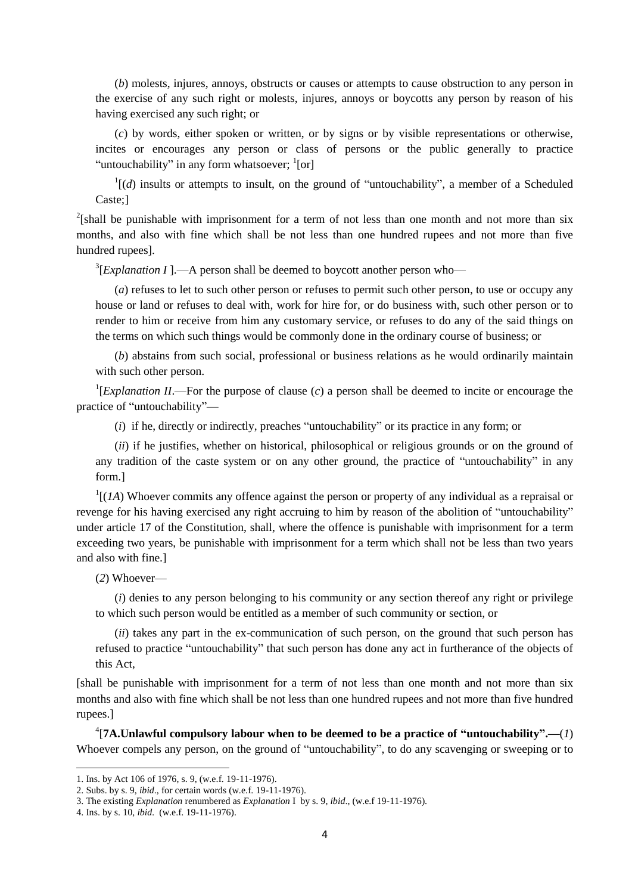(*b*) molests, injures, annoys, obstructs or causes or attempts to cause obstruction to any person in the exercise of any such right or molests, injures, annoys or boycotts any person by reason of his having exercised any such right; or

(*c*) by words, either spoken or written, or by signs or by visible representations or otherwise, incites or encourages any person or class of persons or the public generally to practice "untouchability" in any form whatsoever; [1][or]

[1][(*d*) insults or attempts to insult, on the ground of "untouchability", a member of a Scheduled Caste;]

[2][shall be punishable with imprisonment for a term of not less than one month and not more than six months, and also with fine which shall be not less than one hundred rupees and not more than five hundred rupees].

[3][*Explanation I* ].—A person shall be deemed to boycott another person who—

(*a*) refuses to let to such other person or refuses to permit such other person, to use or occupy any house or land or refuses to deal with, work for hire for, or do business with, such other person or to render to him or receive from him any customary service, or refuses to do any of the said things on the terms on which such things would be commonly done in the ordinary course of business; or

(*b*) abstains from such social, professional or business relations as he would ordinarily maintain with such other person.

[1][*Explanation II*.—For the purpose of clause (*c*) a person shall be deemed to incite or encourage the practice of "untouchability"—

(*i*) if he, directly or indirectly, preaches "untouchability" or its practice in any form; or

(*ii*) if he justifies, whether on historical, philosophical or religious grounds or on the ground of any tradition of the caste system or on any other ground, the practice of "untouchability" in any form.]

[1][(*1A*) Whoever commits any offence against the person or property of any individual as a repraisal or revenge for his having exercised any right accruing to him by reason of the abolition of "untouchability" under article 17 of the Constitution, shall, where the offence is punishable with imprisonment for a term exceeding two years, be punishable with imprisonment for a term which shall not be less than two years and also with fine.]

(*2*) Whoever—

(*i*) denies to any person belonging to his community or any section thereof any right or privilege to which such person would be entitled as a member of such community or section, or

(*ii*) takes any part in the ex-communication of such person, on the ground that such person has refused to practice "untouchability" that such person has done any act in furtherance of the objects of this Act,

[shall be punishable with imprisonment for a term of not less than one month and not more than six months and also with fine which shall be not less than one hundred rupees and not more than five hundred rupees.]

[4][**7A.Unlawful compulsory labour when to be deemed to be a practice of "untouchability".**—(*1*) Whoever compels any person, on the ground of "untouchability", to do any scavenging or sweeping or to

---

1. Ins. by Act 106 of 1976, s. 9, (w.e.f. 19-11-1976).
2. Subs. by s. 9, *ibid*., for certain words (w.e.f. 19-11-1976).
3. The existing *Explanation* renumbered as *Explanation* I by s. 9, *ibid*., (w.e.f 19-11-1976).
4. Ins. by s. 10, *ibid.* (w.e.f. 19-11-1976).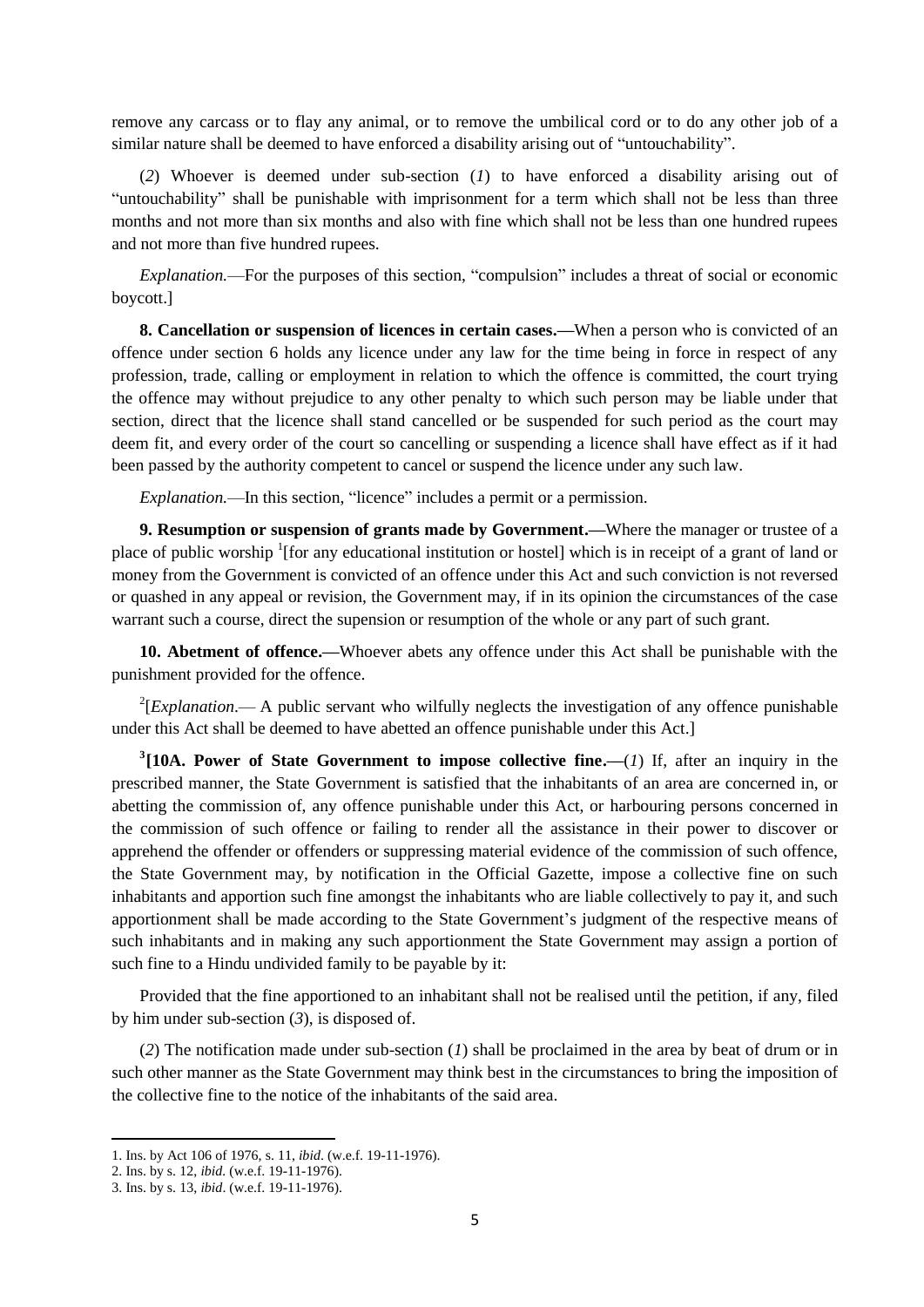remove any carcass or to flay any animal, or to remove the umbilical cord or to do any other job of a similar nature shall be deemed to have enforced a disability arising out of "untouchability".

(*2*) Whoever is deemed under sub-section (*1*) to have enforced a disability arising out of "untouchability" shall be punishable with imprisonment for a term which shall not be less than three months and not more than six months and also with fine which shall not be less than one hundred rupees and not more than five hundred rupees.

*Explanation.*—For the purposes of this section, "compulsion" includes a threat of social or economic boycott.]

**8. Cancellation or suspension of licences in certain cases.—**When a person who is convicted of an offence under section 6 holds any licence under any law for the time being in force in respect of any profession, trade, calling or employment in relation to which the offence is committed, the court trying the offence may without prejudice to any other penalty to which such person may be liable under that section, direct that the licence shall stand cancelled or be suspended for such period as the court may deem fit, and every order of the court so cancelling or suspending a licence shall have effect as if it had been passed by the authority competent to cancel or suspend the licence under any such law.

*Explanation.*—In this section, "licence" includes a permit or a permission.

**9. Resumption or suspension of grants made by Government.—**Where the manager or trustee of a place of public worship [1][for any educational institution or hostel] which is in receipt of a grant of land or money from the Government is convicted of an offence under this Act and such conviction is not reversed or quashed in any appeal or revision, the Government may, if in its opinion the circumstances of the case warrant such a course, direct the supension or resumption of the whole or any part of such grant.

**10. Abetment of offence.—**Whoever abets any offence under this Act shall be punishable with the punishment provided for the offence.

[2][*Explanation*.— A public servant who wilfully neglects the investigation of any offence punishable under this Act shall be deemed to have abetted an offence punishable under this Act.]

**[3][10A. Power of State Government to impose collective fine.—**(*1*) If, after an inquiry in the prescribed manner, the State Government is satisfied that the inhabitants of an area are concerned in, or abetting the commission of, any offence punishable under this Act, or harbouring persons concerned in the commission of such offence or failing to render all the assistance in their power to discover or apprehend the offender or offenders or suppressing material evidence of the commission of such offence, the State Government may, by notification in the Official Gazette, impose a collective fine on such inhabitants and apportion such fine amongst the inhabitants who are liable collectively to pay it, and such apportionment shall be made according to the State Government's judgment of the respective means of such inhabitants and in making any such apportionment the State Government may assign a portion of such fine to a Hindu undivided family to be payable by it:

Provided that the fine apportioned to an inhabitant shall not be realised until the petition, if any, filed by him under sub-section (*3*), is disposed of.

(*2*) The notification made under sub-section (*1*) shall be proclaimed in the area by beat of drum or in such other manner as the State Government may think best in the circumstances to bring the imposition of the collective fine to the notice of the inhabitants of the said area.

1. Ins. by Act 106 of 1976, s. 11, *ibid.* (w.e.f. 19-11-1976).
2. Ins. by s. 12, *ibid.* (w.e.f. 19-11-1976).
3. Ins. by s. 13, *ibid*. (w.e.f. 19-11-1976).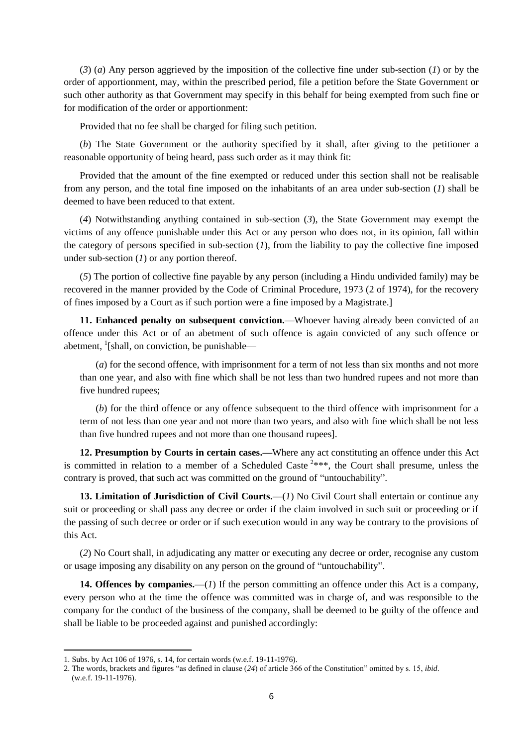(*3*) (*a*) Any person aggrieved by the imposition of the collective fine under sub-section (*1*) or by the order of apportionment, may, within the prescribed period, file a petition before the State Government or such other authority as that Government may specify in this behalf for being exempted from such fine or for modification of the order or apportionment:

Provided that no fee shall be charged for filing such petition.

(*b*) The State Government or the authority specified by it shall, after giving to the petitioner a reasonable opportunity of being heard, pass such order as it may think fit:

Provided that the amount of the fine exempted or reduced under this section shall not be realisable from any person, and the total fine imposed on the inhabitants of an area under sub-section (*1*) shall be deemed to have been reduced to that extent.

(*4*) Notwithstanding anything contained in sub-section (*3*), the State Government may exempt the victims of any offence punishable under this Act or any person who does not, in its opinion, fall within the category of persons specified in sub-section (*1*), from the liability to pay the collective fine imposed under sub-section (*1*) or any portion thereof.

(*5*) The portion of collective fine payable by any person (including a Hindu undivided family) may be recovered in the manner provided by the Code of Criminal Procedure, 1973 (2 of 1974), for the recovery of fines imposed by a Court as if such portion were a fine imposed by a Magistrate.]

**11. Enhanced penalty on subsequent conviction.—**Whoever having already been convicted of an offence under this Act or of an abetment of such offence is again convicted of any such offence or abetment, [1][shall, on conviction, be punishable—

(*a*) for the second offence, with imprisonment for a term of not less than six months and not more than one year, and also with fine which shall be not less than two hundred rupees and not more than five hundred rupees;

(*b*) for the third offence or any offence subsequent to the third offence with imprisonment for a term of not less than one year and not more than two years, and also with fine which shall be not less than five hundred rupees and not more than one thousand rupees].

**12. Presumption by Courts in certain cases.—**Where any act constituting an offence under this Act is committed in relation to a member of a Scheduled Caste [2]***, the Court shall presume, unless the contrary is proved, that such act was committed on the ground of "untouchability".

**13. Limitation of Jurisdiction of Civil Courts.—**(*1*) No Civil Court shall entertain or continue any suit or proceeding or shall pass any decree or order if the claim involved in such suit or proceeding or if the passing of such decree or order or if such execution would in any way be contrary to the provisions of this Act.

(*2*) No Court shall, in adjudicating any matter or executing any decree or order, recognise any custom or usage imposing any disability on any person on the ground of "untouchability".

**14. Offences by companies.—**(*1*) If the person committing an offence under this Act is a company, every person who at the time the offence was committed was in charge of, and was responsible to the company for the conduct of the business of the company, shall be deemed to be guilty of the offence and shall be liable to be proceeded against and punished accordingly:

---

1. Subs. by Act 106 of 1976, s. 14, for certain words (w.e.f. 19-11-1976).
2. The words, brackets and figures "as defined in clause (*24*) of article 366 of the Constitution" omitted by s. 15, *ibid*. (w.e.f. 19-11-1976).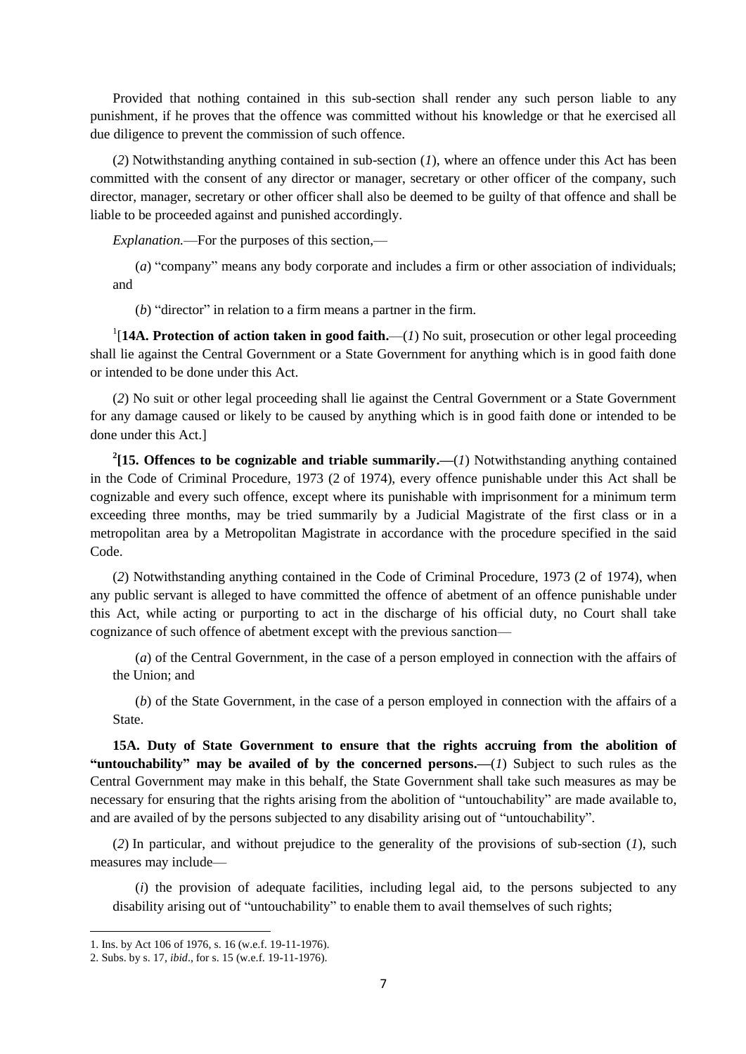Provided that nothing contained in this sub-section shall render any such person liable to any punishment, if he proves that the offence was committed without his knowledge or that he exercised all due diligence to prevent the commission of such offence.

(*2*) Notwithstanding anything contained in sub-section (*1*), where an offence under this Act has been committed with the consent of any director or manager, secretary or other officer of the company, such director, manager, secretary or other officer shall also be deemed to be guilty of that offence and shall be liable to be proceeded against and punished accordingly.

*Explanation.*—For the purposes of this section,—

(*a*) "company" means any body corporate and includes a firm or other association of individuals; and

(*b*) "director" in relation to a firm means a partner in the firm.

[1][**14A. Protection of action taken in good faith.**—(*1*) No suit, prosecution or other legal proceeding shall lie against the Central Government or a State Government for anything which is in good faith done or intended to be done under this Act.

(*2*) No suit or other legal proceeding shall lie against the Central Government or a State Government for any damage caused or likely to be caused by anything which is in good faith done or intended to be done under this Act.]

[2][**15. Offences to be cognizable and triable summarily.**—(*1*) Notwithstanding anything contained in the Code of Criminal Procedure, 1973 (2 of 1974), every offence punishable under this Act shall be cognizable and every such offence, except where its punishable with imprisonment for a minimum term exceeding three months, may be tried summarily by a Judicial Magistrate of the first class or in a metropolitan area by a Metropolitan Magistrate in accordance with the procedure specified in the said Code.

(*2*) Notwithstanding anything contained in the Code of Criminal Procedure, 1973 (2 of 1974), when any public servant is alleged to have committed the offence of abetment of an offence punishable under this Act, while acting or purporting to act in the discharge of his official duty, no Court shall take cognizance of such offence of abetment except with the previous sanction—

(*a*) of the Central Government, in the case of a person employed in connection with the affairs of the Union; and

(*b*) of the State Government, in the case of a person employed in connection with the affairs of a State.

**15A. Duty of State Government to ensure that the rights accruing from the abolition of "untouchability" may be availed of by the concerned persons.**—(*1*) Subject to such rules as the Central Government may make in this behalf, the State Government shall take such measures as may be necessary for ensuring that the rights arising from the abolition of "untouchability" are made available to, and are availed of by the persons subjected to any disability arising out of "untouchability".

(*2*) In particular, and without prejudice to the generality of the provisions of sub-section (*1*), such measures may include—

(*i*) the provision of adequate facilities, including legal aid, to the persons subjected to any disability arising out of "untouchability" to enable them to avail themselves of such rights;

---

1. Ins. by Act 106 of 1976, s. 16 (w.e.f. 19-11-1976).
2. Subs. by s. 17, *ibid*., for s. 15 (w.e.f. 19-11-1976).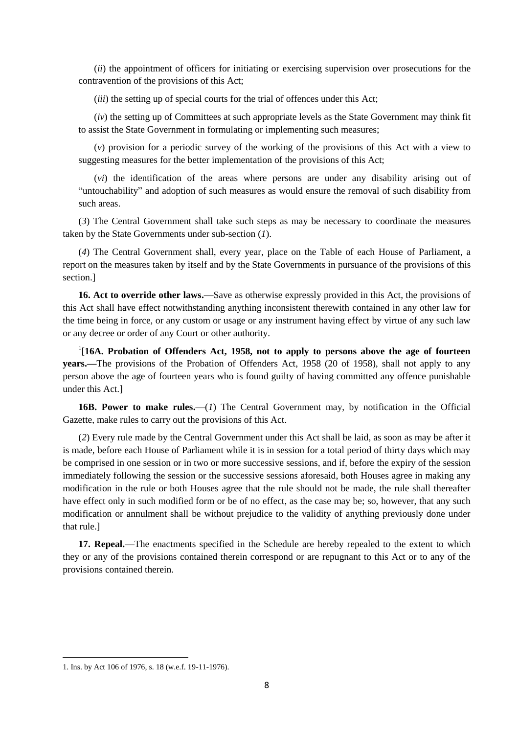(*ii*) the appointment of officers for initiating or exercising supervision over prosecutions for the contravention of the provisions of this Act;

(*iii*) the setting up of special courts for the trial of offences under this Act;

(*iv*) the setting up of Committees at such appropriate levels as the State Government may think fit to assist the State Government in formulating or implementing such measures;

(*v*) provision for a periodic survey of the working of the provisions of this Act with a view to suggesting measures for the better implementation of the provisions of this Act;

(*vi*) the identification of the areas where persons are under any disability arising out of "untouchability" and adoption of such measures as would ensure the removal of such disability from such areas.

(*3*) The Central Government shall take such steps as may be necessary to coordinate the measures taken by the State Governments under sub-section (*1*).

(*4*) The Central Government shall, every year, place on the Table of each House of Parliament, a report on the measures taken by itself and by the State Governments in pursuance of the provisions of this section.]

**16. Act to override other laws.—**Save as otherwise expressly provided in this Act, the provisions of this Act shall have effect notwithstanding anything inconsistent therewith contained in any other law for the time being in force, or any custom or usage or any instrument having effect by virtue of any such law or any decree or order of any Court or other authority.

[1][**16A. Probation of Offenders Act, 1958, not to apply to persons above the age of fourteen years.—**The provisions of the Probation of Offenders Act, 1958 (20 of 1958), shall not apply to any person above the age of fourteen years who is found guilty of having committed any offence punishable under this Act.]

**16B. Power to make rules.—**(*1*) The Central Government may, by notification in the Official Gazette, make rules to carry out the provisions of this Act.

(*2*) Every rule made by the Central Government under this Act shall be laid, as soon as may be after it is made, before each House of Parliament while it is in session for a total period of thirty days which may be comprised in one session or in two or more successive sessions, and if, before the expiry of the session immediately following the session or the successive sessions aforesaid, both Houses agree in making any modification in the rule or both Houses agree that the rule should not be made, the rule shall thereafter have effect only in such modified form or be of no effect, as the case may be; so, however, that any such modification or annulment shall be without prejudice to the validity of anything previously done under that rule.]

**17. Repeal.—**The enactments specified in the Schedule are hereby repealed to the extent to which they or any of the provisions contained therein correspond or are repugnant to this Act or to any of the provisions contained therein.

---

1. Ins. by Act 106 of 1976, s. 18 (w.e.f. 19-11-1976).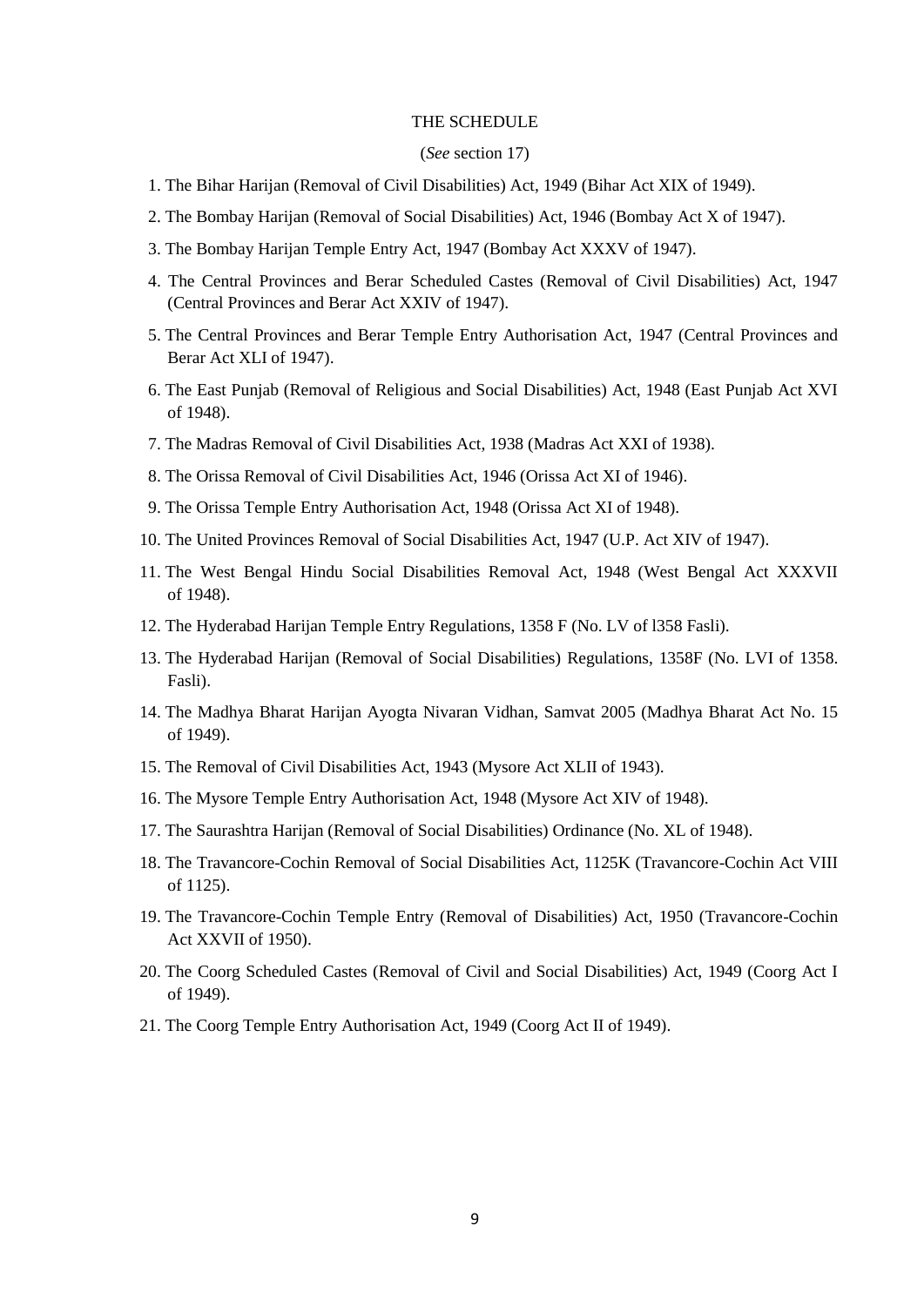# THE SCHEDULE

(*See* section 17)

1. The Bihar Harijan (Removal of Civil Disabilities) Act, 1949 (Bihar Act XIX of 1949).
2. The Bombay Harijan (Removal of Social Disabilities) Act, 1946 (Bombay Act X of 1947).
3. The Bombay Harijan Temple Entry Act, 1947 (Bombay Act XXXV of 1947).
4. The Central Provinces and Berar Scheduled Castes (Removal of Civil Disabilities) Act, 1947 (Central Provinces and Berar Act XXIV of 1947).
5. The Central Provinces and Berar Temple Entry Authorisation Act, 1947 (Central Provinces and Berar Act XLI of 1947).
6. The East Punjab (Removal of Religious and Social Disabilities) Act, 1948 (East Punjab Act XVI of 1948).
7. The Madras Removal of Civil Disabilities Act, 1938 (Madras Act XXI of 1938).
8. The Orissa Removal of Civil Disabilities Act, 1946 (Orissa Act XI of 1946).
9. The Orissa Temple Entry Authorisation Act, 1948 (Orissa Act XI of 1948).
10. The United Provinces Removal of Social Disabilities Act, 1947 (U.P. Act XIV of 1947).
11. The West Bengal Hindu Social Disabilities Removal Act, 1948 (West Bengal Act XXXVII of 1948).
12. The Hyderabad Harijan Temple Entry Regulations, 1358 F (No. LV of l358 Fasli).
13. The Hyderabad Harijan (Removal of Social Disabilities) Regulations, 1358F (No. LVI of 1358. Fasli).
14. The Madhya Bharat Harijan Ayogta Nivaran Vidhan, Samvat 2005 (Madhya Bharat Act No. 15 of 1949).
15. The Removal of Civil Disabilities Act, 1943 (Mysore Act XLII of 1943).
16. The Mysore Temple Entry Authorisation Act, 1948 (Mysore Act XIV of 1948).
17. The Saurashtra Harijan (Removal of Social Disabilities) Ordinance (No. XL of 1948).
18. The Travancore-Cochin Removal of Social Disabilities Act, 1125K (Travancore-Cochin Act VIII of 1125).
19. The Travancore-Cochin Temple Entry (Removal of Disabilities) Act, 1950 (Travancore-Cochin Act XXVII of 1950).
20. The Coorg Scheduled Castes (Removal of Civil and Social Disabilities) Act, 1949 (Coorg Act I of 1949).
21. The Coorg Temple Entry Authorisation Act, 1949 (Coorg Act II of 1949).